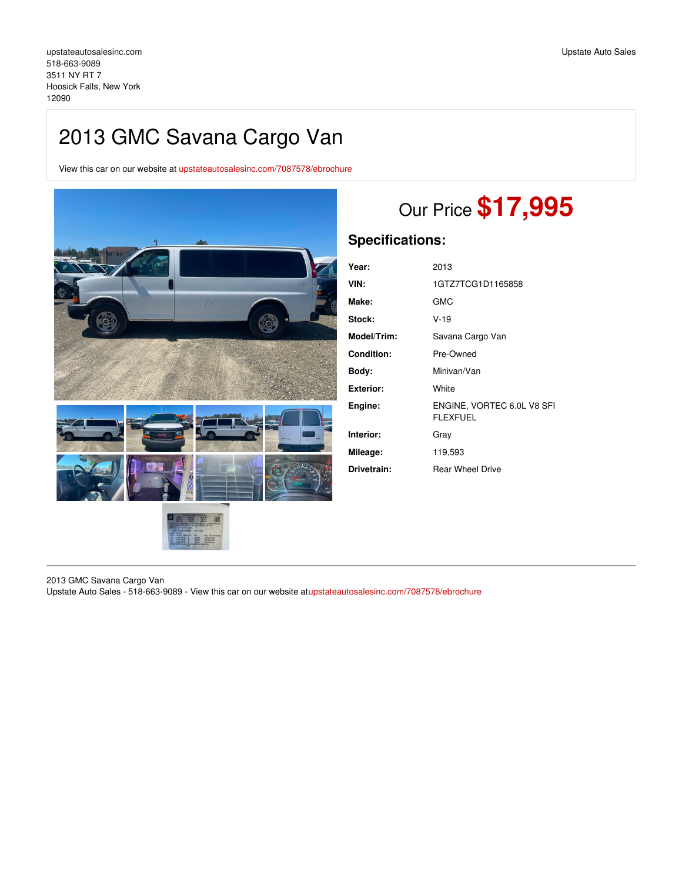upstateautosalesinc.com
518-663-9089
3511 NY RT 7
Hoosick Falls, New York
12090

Upstate Auto Sales

# 2013 GMC Savana Cargo Van

View this car on our website at upstateautosalesinc.com/7087578/ebrochure

Our Price **$17,995**

## Specifications:

| | |
|---|---|
| **Year:** | 2013 |
| **VIN:** | 1GTZ7TCG1D1165858 |
| **Make:** | GMC |
| **Stock:** | V-19 |
| **Model/Trim:** | Savana Cargo Van |
| **Condition:** | Pre-Owned |
| **Body:** | Minivan/Van |
| **Exterior:** | White |
| **Engine:** | ENGINE, VORTEC 6.0L V8 SFI FLEXFUEL |
| **Interior:** | Gray |
| **Mileage:** | 119,593 |
| **Drivetrain:** | Rear Wheel Drive |

2013 GMC Savana Cargo Van
Upstate Auto Sales - 518-663-9089 - View this car on our website atupstateautosalesinc.com/7087578/ebrochure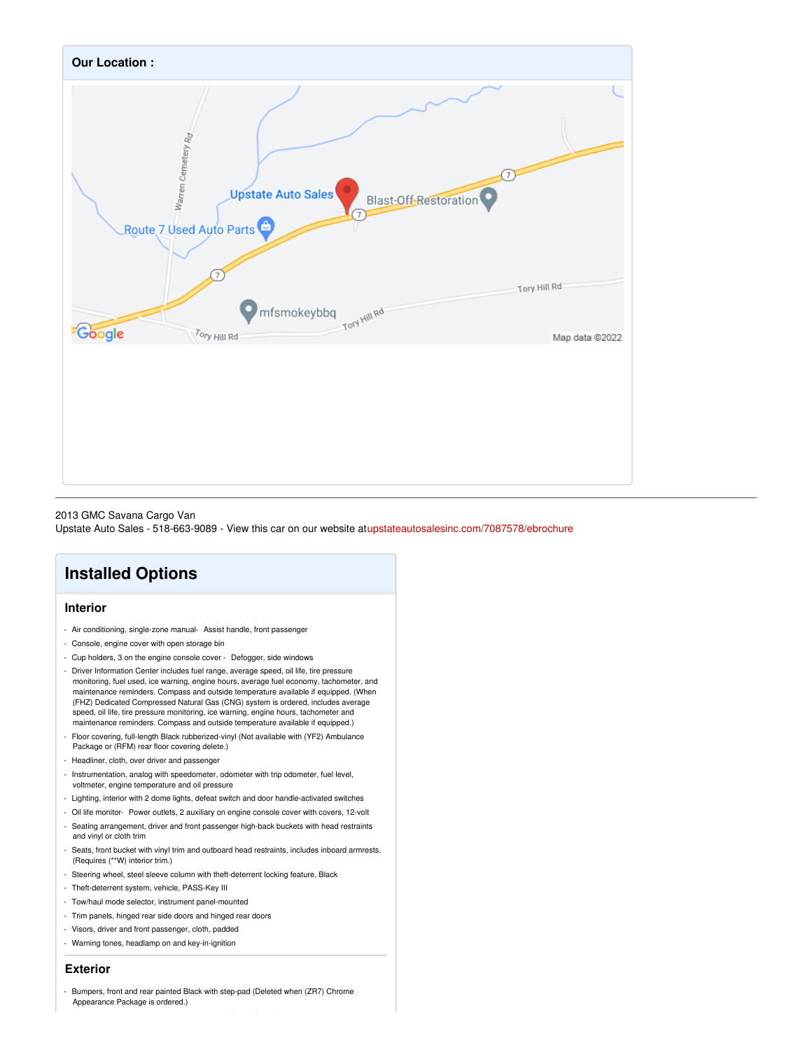## Our Location :

2013 GMC Savana Cargo Van
Upstate Auto Sales - 518-663-9089 - View this car on our website at upstateautosalesinc.com/7087578/ebrochure

# Installed Options

## Interior

- Air conditioning, single-zone manual
- Assist handle, front passenger
- Console, engine cover with open storage bin
- Cup holders, 3 on the engine console cover
- Defogger, side windows
- Driver Information Center includes fuel range, average speed, oil life, tire pressure monitoring, fuel used, ice warning, engine hours, average fuel economy, tachometer, and maintenance reminders. Compass and outside temperature available if equipped. (When (FHZ) Dedicated Compressed Natural Gas (CNG) system is ordered, includes average speed, oil life, tire pressure monitoring, ice warning, engine hours, tachometer and maintenance reminders. Compass and outside temperature available if equipped.)
- Floor covering, full-length Black rubberized-vinyl (Not available with (YF2) Ambulance Package or (RFM) rear floor covering delete.)
- Headliner, cloth, over driver and passenger
- Instrumentation, analog with speedometer, odometer with trip odometer, fuel level, voltmeter, engine temperature and oil pressure
- Lighting, interior with 2 dome lights, defeat switch and door handle-activated switches
- Oil life monitor
- Power outlets, 2 auxiliary on engine console cover with covers, 12-volt
- Seating arrangement, driver and front passenger high-back buckets with head restraints and vinyl or cloth trim
- Seats, front bucket with vinyl trim and outboard head restraints, includes inboard armrests. (Requires (**W) interior trim.)
- Steering wheel, steel sleeve column with theft-deterrent locking feature, Black
- Theft-deterrent system, vehicle, PASS-Key III
- Tow/haul mode selector, instrument panel-mounted
- Trim panels, hinged rear side doors and hinged rear doors
- Visors, driver and front passenger, cloth, padded
- Warning tones, headlamp on and key-in-ignition

## Exterior

- Bumpers, front and rear painted Black with step-pad (Deleted when (ZR7) Chrome Appearance Package is ordered.)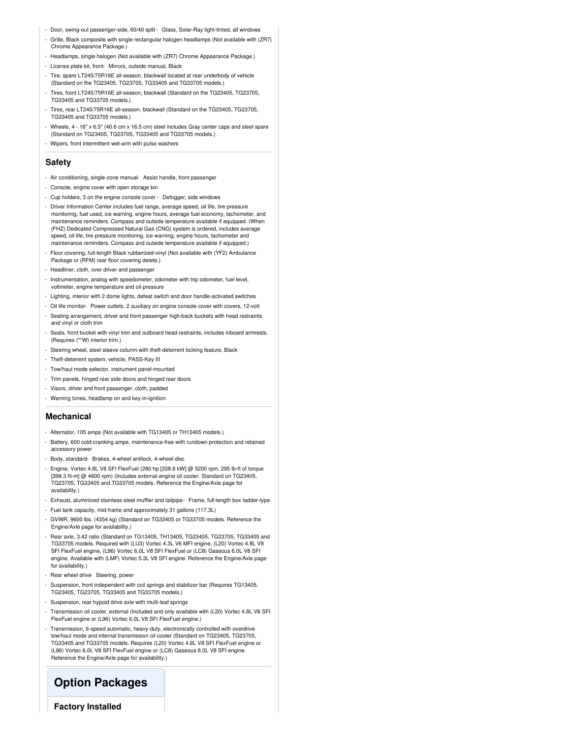- Door, swing-out passenger-side, 60/40 split - Glass, Solar-Ray light-tinted, all windows
- Grille, Black composite with single rectangular halogen headlamps (Not available with (ZR7) Chrome Appearance Package.)
- Headlamps, single halogen (Not available with (ZR7) Chrome Appearance Package.)
- License plate kit, front- Mirrors, outside manual, Black
- Tire, spare LT245/75R16E all-season, blackwall located at rear underbody of vehicle (Standard on the TG23405, TG23705, TG33405 and TG33705 models.)
- Tires, front LT245/75R16E all-season, blackwall (Standard on the TG23405, TG23705, TG33405 and TG33705 models.)
- Tires, rear LT245/75R16E all-season, blackwall (Standard on the TG23405, TG23705, TG33405 and TG33705 models.)
- Wheels, 4 - 16" x 6.5" (40.6 cm x 16.5 cm) steel includes Gray center caps and steel spare (Standard on TG23405, TG23705, TG33405 and TG33705 models.)
- Wipers, front intermittent wet-arm with pulse washers

## Safety

- Air conditioning, single-zone manual- Assist handle, front passenger
- Console, engine cover with open storage bin
- Cup holders, 3 on the engine console cover - Defogger, side windows
- Driver Information Center includes fuel range, average speed, oil life, tire pressure monitoring, fuel used, ice warning, engine hours, average fuel economy, tachometer, and maintenance reminders. Compass and outside temperature available if equipped. (When (FHZ) Dedicated Compressed Natural Gas (CNG) system is ordered, includes average speed, oil life, tire pressure monitoring, ice warning, engine hours, tachometer and maintenance reminders. Compass and outside temperature available if equipped.)
- Floor covering, full-length Black rubberized-vinyl (Not available with (YF2) Ambulance Package or (RFM) rear floor covering delete.)
- Headliner, cloth, over driver and passenger
- Instrumentation, analog with speedometer, odometer with trip odometer, fuel level, voltmeter, engine temperature and oil pressure
- Lighting, interior with 2 dome lights, defeat switch and door handle-activated switches
- Oil life monitor- Power outlets, 2 auxiliary on engine console cover with covers, 12-volt
- Seating arrangement, driver and front passenger high-back buckets with head restraints and vinyl or cloth trim
- Seats, front bucket with vinyl trim and outboard head restraints, includes inboard armrests. (Requires (**W) interior trim.)
- Steering wheel, steel sleeve column with theft-deterrent locking feature, Black
- Theft-deterrent system, vehicle, PASS-Key III
- Tow/haul mode selector, instrument panel-mounted
- Trim panels, hinged rear side doors and hinged rear doors
- Visors, driver and front passenger, cloth, padded
- Warning tones, headlamp on and key-in-ignition

## Mechanical

- Alternator, 105 amps (Not available with TG13405 or TH13405 models.)
- Battery, 600 cold-cranking amps, maintenance-free with rundown protection and retained accessory power
- Body, standard- Brakes, 4-wheel antilock, 4-wheel disc
- Engine, Vortec 4.8L V8 SFI FlexFuel (280 hp [208.8 kW] @ 5200 rpm, 295 lb-ft of torque [398.3 N-m] @ 4600 rpm) (Includes external engine oil cooler. Standard on TG23405, TG23705, TG33405 and TG33705 models. Reference the Engine/Axle page for availability.)
- Exhaust, aluminized stainless-steel muffler and tailpipe- Frame, full-length box ladder-type
- Fuel tank capacity, mid-frame and approximately 31 gallons (117.3L)
- GVWR, 9600 lbs. (4354 kg) (Standard on TG33405 or TG33705 models. Reference the Engine/Axle page for availability.)
- Rear axle, 3.42 ratio (Standard on TG13405, TH13405, TG23405, TG23705, TG33405 and TG33705 models. Required with (LU3) Vortec 4.3L V6 MFI engine, (L20) Vortec 4.8L V8 SFI FlexFuel engine, (L96) Vortec 6.0L V8 SFI FlexFuel or (LC8) Gaseous 6.0L V8 SFI engine. Available with (LMF) Vortec 5.3L V8 SFI engine. Reference the Engine/Axle page for availability.)
- Rear wheel drive- Steering, power
- Suspension, front independent with coil springs and stabilizer bar (Requires TG13405, TG23405, TG23705, TG33405 and TG33705 models.)
- Suspension, rear hypoid drive axle with multi-leaf springs
- Transmission oil cooler, external (Included and only available with (L20) Vortec 4.8L V8 SFI FlexFuel engine or (L96) Vortec 6.0L V8 SFI FlexFuel engine.)
- Transmission, 6-speed automatic, heavy-duty, electronically controlled with overdrive tow/haul mode and internal transmission oil cooler (Standard on TG23405, TG23705, TG33405 and TG33705 models. Requires (L20) Vortec 4.8L V8 SFI FlexFuel engine or (L96) Vortec 6.0L V8 SFI FlexFuel engine or (LC8) Gaseous 6.0L V8 SFI engine. Reference the Engine/Axle page for availability.)

# Option Packages

### Factory Installed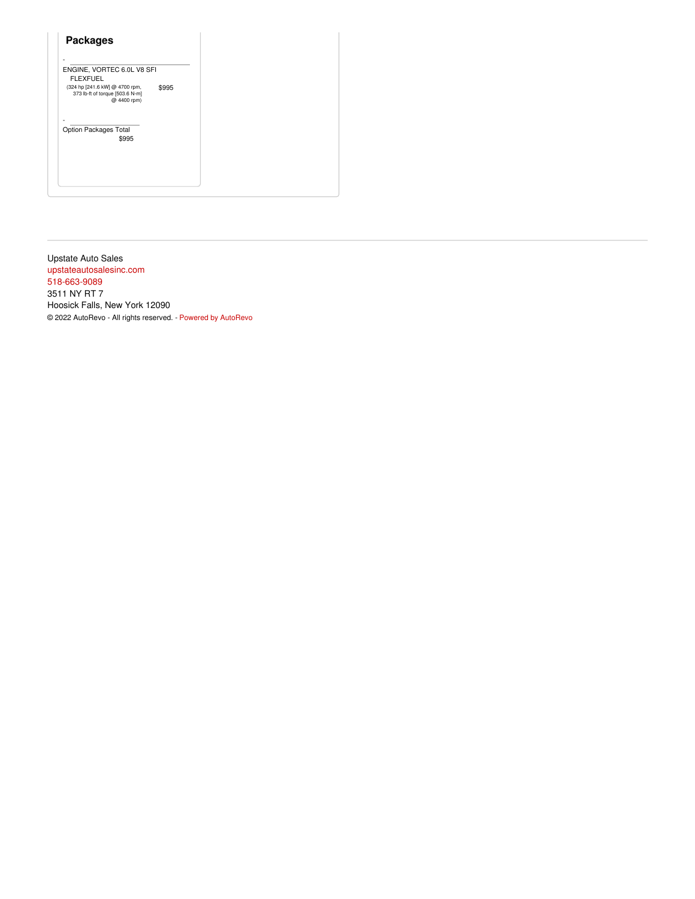## Packages

-

ENGINE, VORTEC 6.0L V8 SFI FLEXFUEL
(324 hp [241.6 kW] @ 4700 rpm, 373 lb-ft of torque [503.6 N-m] @ 4400 rpm) $995

-

Option Packages Total
$995

---

Upstate Auto Sales
upstateautosalesinc.com
518-663-9089
3511 NY RT 7
Hoosick Falls, New York 12090
© 2022 AutoRevo - All rights reserved. - Powered by AutoRevo